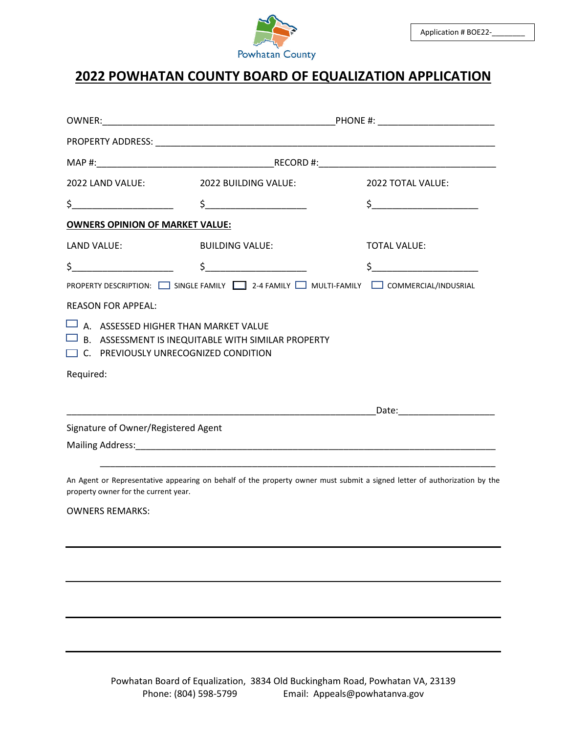Application # BOE22-________

Powhatan County

# 2022 POWHATAN COUNTY BOARD OF EQUALIZATION APPLICATION

OWNER:_______________________________________________PHONE #: ________________________

PROPERTY ADDRESS: ______________________________________________________________________

MAP #:____________________________________RECORD #:____________________________________

| 2022 LAND VALUE: | 2022 BUILDING VALUE: | 2022 TOTAL VALUE: |
|---|---|---|
| $____________________ | $____________________ | $_____________________ |

**OWNERS OPINION OF MARKET VALUE:**

| LAND VALUE: | BUILDING VALUE: | TOTAL VALUE: |
|---|---|---|
| $____________________ | $____________________ | $_____________________ |

PROPERTY DESCRIPTION: ☐ SINGLE FAMILY ☐ 2-4 FAMILY ☐ MULTI-FAMILY ☐ COMMERCIAL/INDUSRIAL

REASON FOR APPEAL:

☐ A. ASSESSED HIGHER THAN MARKET VALUE
☐ B. ASSESSMENT IS INEQUITABLE WITH SIMILAR PROPERTY
☐ C. PREVIOUSLY UNRECOGNIZED CONDITION

Required:

_______________________________________________________________Date:___________________

Signature of Owner/Registered Agent

Mailing Address:_________________________________________________________________________

_________________________________________________________________________

An Agent or Representative appearing on behalf of the property owner must submit a signed letter of authorization by the property owner for the current year.

OWNERS REMARKS:

_________________________________________________________________________

_________________________________________________________________________

_________________________________________________________________________

_________________________________________________________________________

Powhatan Board of Equalization, 3834 Old Buckingham Road, Powhatan VA, 23139
Phone: (804) 598-5799 Email: Appeals@powhatanva.gov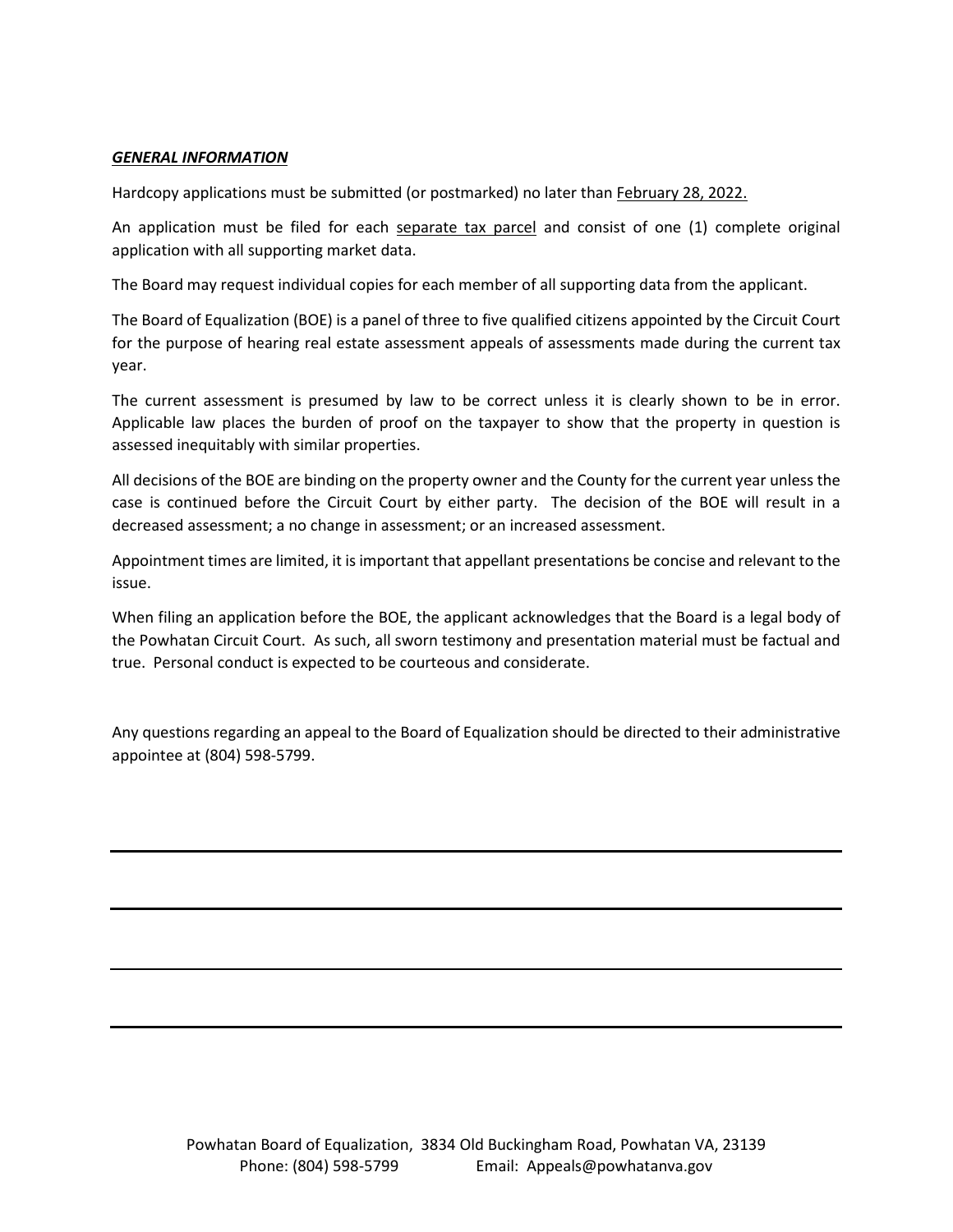***GENERAL INFORMATION***

Hardcopy applications must be submitted (or postmarked) no later than February 28, 2022.

An application must be filed for each separate tax parcel and consist of one (1) complete original application with all supporting market data.

The Board may request individual copies for each member of all supporting data from the applicant.

The Board of Equalization (BOE) is a panel of three to five qualified citizens appointed by the Circuit Court for the purpose of hearing real estate assessment appeals of assessments made during the current tax year.

The current assessment is presumed by law to be correct unless it is clearly shown to be in error. Applicable law places the burden of proof on the taxpayer to show that the property in question is assessed inequitably with similar properties.

All decisions of the BOE are binding on the property owner and the County for the current year unless the case is continued before the Circuit Court by either party. The decision of the BOE will result in a decreased assessment; a no change in assessment; or an increased assessment.

Appointment times are limited, it is important that appellant presentations be concise and relevant to the issue.

When filing an application before the BOE, the applicant acknowledges that the Board is a legal body of the Powhatan Circuit Court. As such, all sworn testimony and presentation material must be factual and true. Personal conduct is expected to be courteous and considerate.

Any questions regarding an appeal to the Board of Equalization should be directed to their administrative appointee at (804) 598-5799.

Powhatan Board of Equalization, 3834 Old Buckingham Road, Powhatan VA, 23139
Phone: (804) 598-5799 Email: Appeals@powhatanva.gov